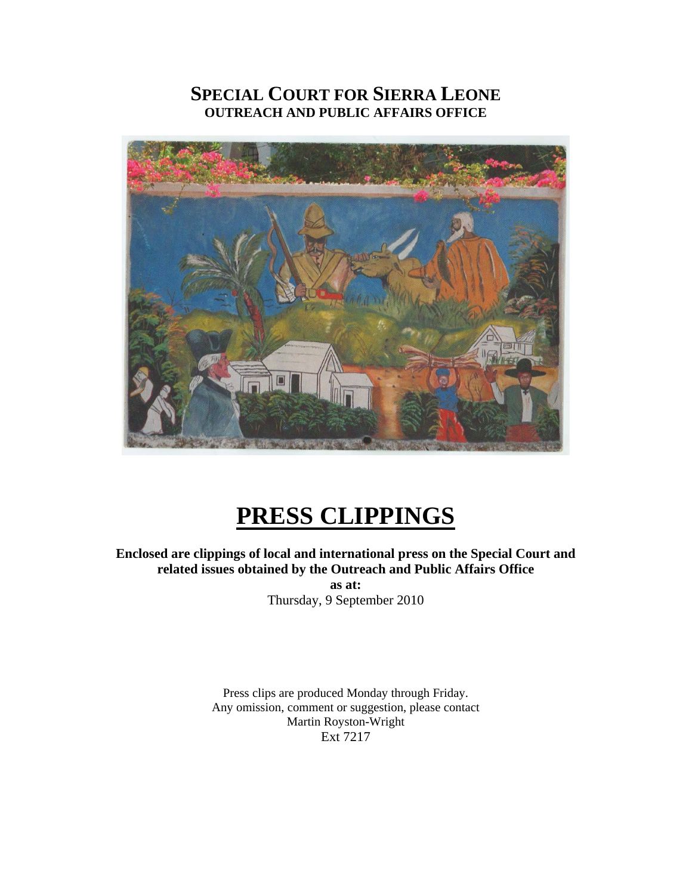# SPECIAL COURT FOR SIERRA LEONE
## OUTREACH AND PUBLIC AFFAIRS OFFICE

# PRESS CLIPPINGS

**Enclosed are clippings of local and international press on the Special Court and related issues obtained by the Outreach and Public Affairs Office**

**as at:**

Thursday, 9 September 2010

Press clips are produced Monday through Friday.
Any omission, comment or suggestion, please contact
Martin Royston-Wright
Ext 7217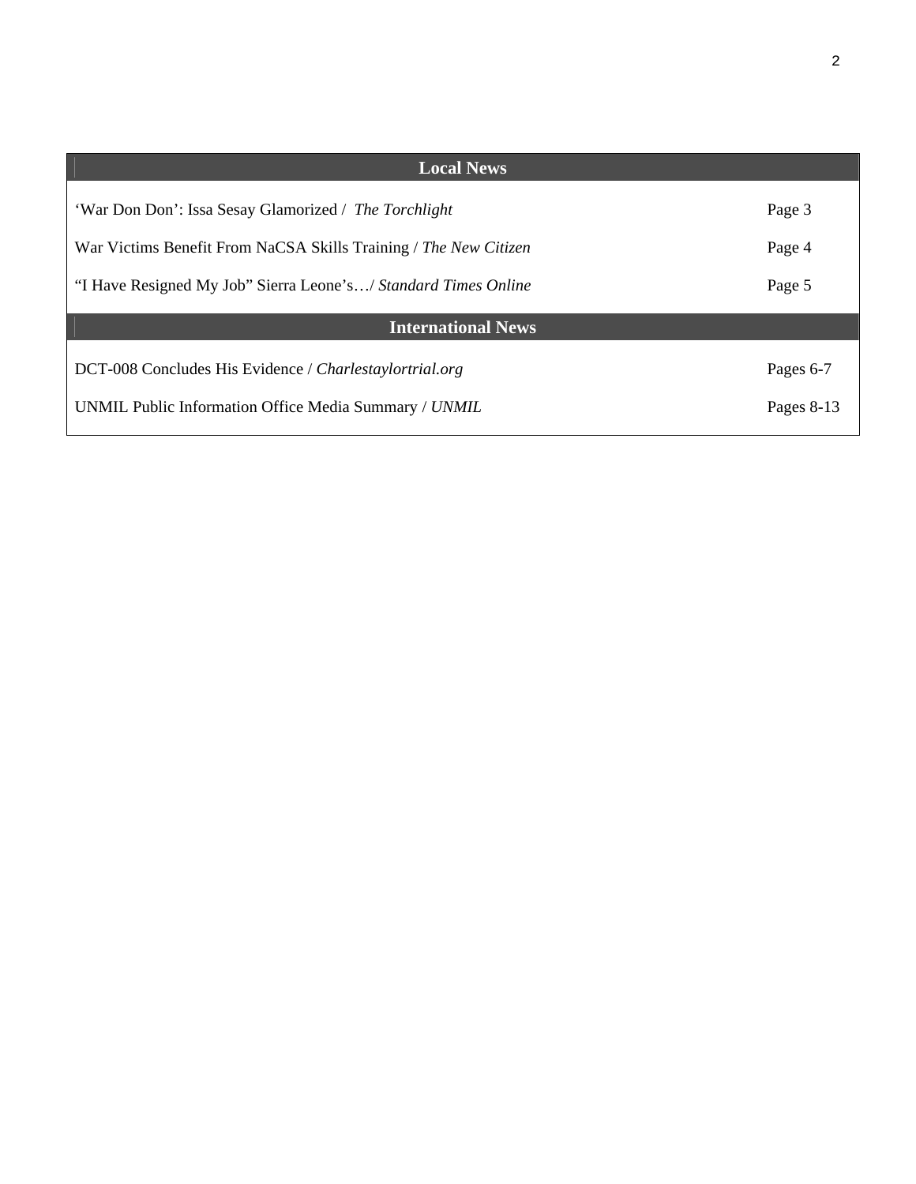| Local News | |
|---|---|
| 'War Don Don': Issa Sesay Glamorized / *The Torchlight* | Page 3 |
| War Victims Benefit From NaCSA Skills Training / *The New Citizen* | Page 4 |
| "I Have Resigned My Job" Sierra Leone's…/ *Standard Times Online* | Page 5 |
| **International News** | |
| DCT-008 Concludes His Evidence / *Charlestaylortrial.org* | Pages 6-7 |
| UNMIL Public Information Office Media Summary / *UNMIL* | Pages 8-13 |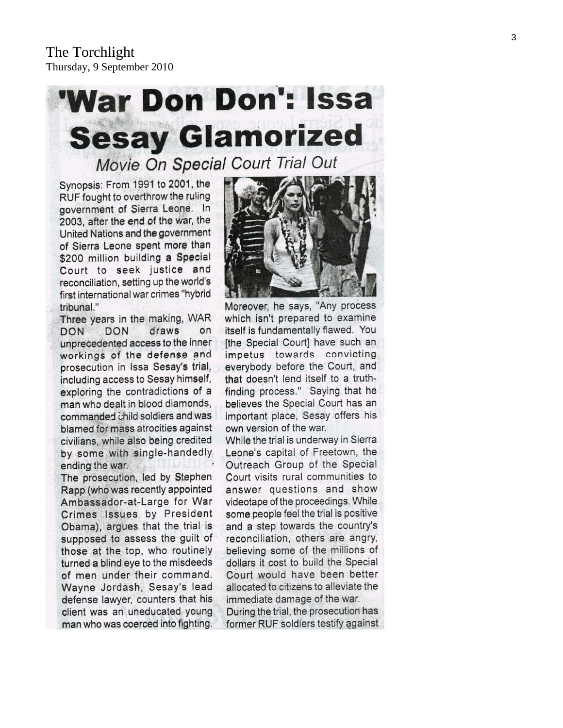The Torchlight
Thursday, 9 September 2010

# 'War Don Don': Issa Sesay Glamorized

## *Movie On Special Court Trial Out*

Synopsis: From 1991 to 2001, the RUF fought to overthrow the ruling government of Sierra Leone. In 2003, after the end of the war, the United Nations and the government of Sierra Leone spent more than $200 million building a Special Court to seek justice and reconciliation, setting up the world's first international war crimes "hybrid tribunal."

Three years in the making, WAR DON DON draws on unprecedented access to the inner workings of the defense and prosecution in Issa Sesay's trial, including access to Sesay himself, exploring the contradictions of a man who dealt in blood diamonds, commanded child soldiers and was blamed for mass atrocities against civilians, while also being credited by some with single-handedly ending the war.

The prosecution, led by Stephen Rapp (who was recently appointed Ambassador-at-Large for War Crimes Issues by President Obama), argues that the trial is supposed to assess the guilt of those at the top, who routinely turned a blind eye to the misdeeds of men under their command. Wayne Jordash, Sesay's lead defense lawyer, counters that his client was an uneducated young man who was coerced into fighting.

Moreover, he says, "Any process which isn't prepared to examine itself is fundamentally flawed. You [the Special Court] have such an impetus towards convicting everybody before the Court, and that doesn't lend itself to a truth-finding process." Saying that he believes the Special Court has an important place, Sesay offers his own version of the war.

While the trial is underway in Sierra Leone's capital of Freetown, the Outreach Group of the Special Court visits rural communities to answer questions and show videotape of the proceedings. While some people feel the trial is positive and a step towards the country's reconciliation, others are angry, believing some of the millions of dollars it cost to build the Special Court would have been better allocated to citizens to alleviate the immediate damage of the war.

During the trial, the prosecution has former RUF soldiers testify against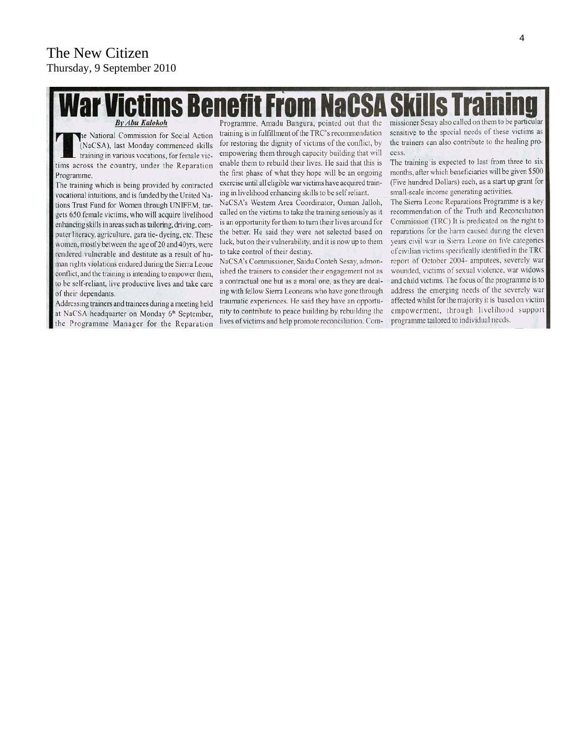The New Citizen
Thursday, 9 September 2010

# War Victims Benefit From NaCSA Skills Training

*By Abu Kalokoh*

The National Commission for Social Action (NaCSA), last Monday commenced skills training in various vocations, for female victims across the country, under the Reparation Programme.

The training which is being provided by contracted vocational intuitions, and is funded by the United Nations Trust Fund for Women through UNIFEM, targets 650 female victims, who will acquire livelihood enhancing skills in areas such as tailoring, driving, computer literacy, agriculture, gara tie- dyeing, etc. These women, mostly between the age of 20 and 40yrs, were rendered vulnerable and destitute as a result of human rights violations endured during the Sierra Leone conflict, and the training is intending to empower them, to be self-reliant, live productive lives and take care of their dependants.

Addressing trainers and trainees during a meeting held at NaCSA headquarter on Monday 6th September, the Programme Manager for the Reparation Programme, Amadu Bangura, pointed out that the training is in fulfillment of the TRC's recommendation for restoring the dignity of victims of the conflict, by empowering them through capacity building that will enable them to rebuild their lives. He said that this is the first phase of what they hope will be an ongoing exercise until all eligible war victims have acquired training in livelihood enhancing skills to be self reliant.

NaCSA's Western Area Coordinator, Osman Jalloh, called on the victims to take the training seriously as it is an opportunity for them to turn their lives around for the better. He said they were not selected based on luck, but on their vulnerability, and it is now up to them to take control of their destiny.

NaCSA's Commissioner, Saidu Conteh Sesay, admonished the trainers to consider their engagement not as a contractual one but as a moral one, as they are dealing with fellow Sierra Leoneans who have gone through traumatic experiences. He said they have an opportunity to contribute to peace building by rebuilding the lives of victims and help promote reconciliation. Commissioner Sesay also called on them to be particular sensitive to the special needs of these victims as the trainers can also contribute to the healing process.

The training is expected to last from three to six months, after which beneficiaries will be given $500 (Five hundred Dollars) each, as a start up grant for small-scale income generating activities.

The Sierra Leone Reparations Programme is a key recommendation of the Truth and Reconciliation Commission (TRC) It is predicated on the right to reparations for the harm caused during the eleven years civil war in Sierra Leone on five categories of civilian victims specifically identified in the TRC report of October 2004- amputees, severely war wounded, victims of sexual violence, war widows and child victims. The focus of the programme is to address the emerging needs of the severely war affected whilst for the majority it is based on victim empowerment, through livelihood support programme tailored to individual needs.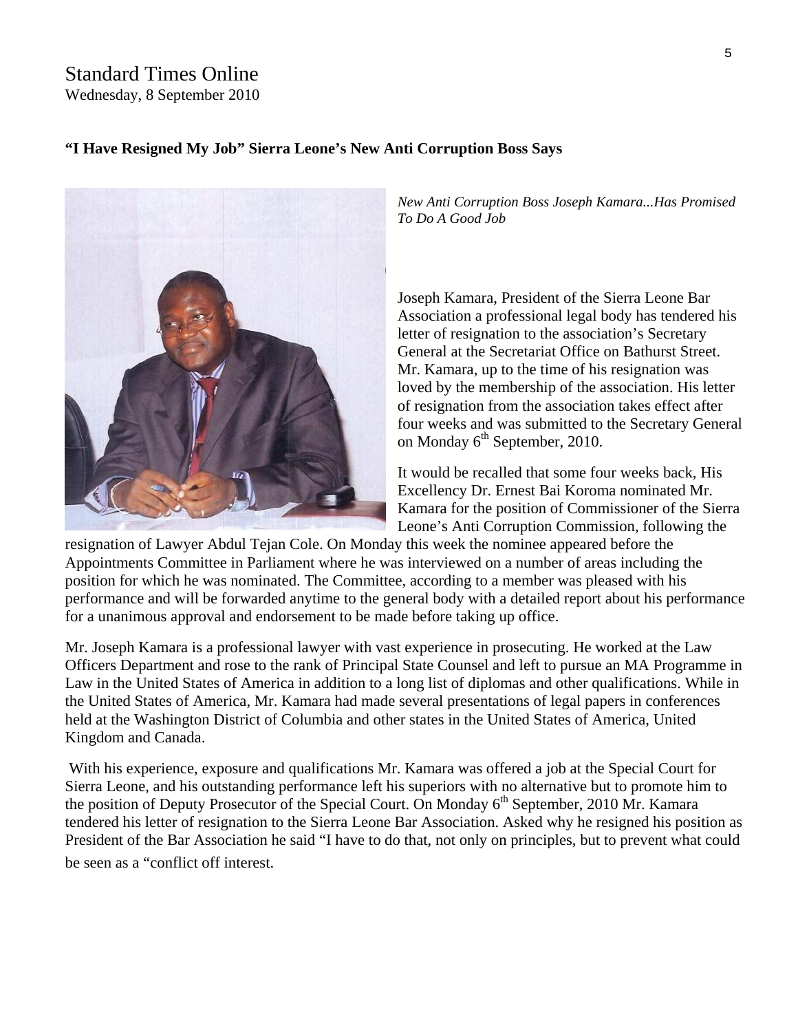# Standard Times Online

Wednesday, 8 September 2010

### "I Have Resigned My Job" Sierra Leone's New Anti Corruption Boss Says

*New Anti Corruption Boss Joseph Kamara...Has Promised To Do A Good Job*

Joseph Kamara, President of the Sierra Leone Bar Association a professional legal body has tendered his letter of resignation to the association's Secretary General at the Secretariat Office on Bathurst Street. Mr. Kamara, up to the time of his resignation was loved by the membership of the association. His letter of resignation from the association takes effect after four weeks and was submitted to the Secretary General on Monday 6th September, 2010.

It would be recalled that some four weeks back, His Excellency Dr. Ernest Bai Koroma nominated Mr. Kamara for the position of Commissioner of the Sierra Leone's Anti Corruption Commission, following the resignation of Lawyer Abdul Tejan Cole. On Monday this week the nominee appeared before the Appointments Committee in Parliament where he was interviewed on a number of areas including the position for which he was nominated. The Committee, according to a member was pleased with his performance and will be forwarded anytime to the general body with a detailed report about his performance for a unanimous approval and endorsement to be made before taking up office.

Mr. Joseph Kamara is a professional lawyer with vast experience in prosecuting. He worked at the Law Officers Department and rose to the rank of Principal State Counsel and left to pursue an MA Programme in Law in the United States of America in addition to a long list of diplomas and other qualifications. While in the United States of America, Mr. Kamara had made several presentations of legal papers in conferences held at the Washington District of Columbia and other states in the United States of America, United Kingdom and Canada.

With his experience, exposure and qualifications Mr. Kamara was offered a job at the Special Court for Sierra Leone, and his outstanding performance left his superiors with no alternative but to promote him to the position of Deputy Prosecutor of the Special Court. On Monday 6th September, 2010 Mr. Kamara tendered his letter of resignation to the Sierra Leone Bar Association. Asked why he resigned his position as President of the Bar Association he said "I have to do that, not only on principles, but to prevent what could be seen as a "conflict off interest.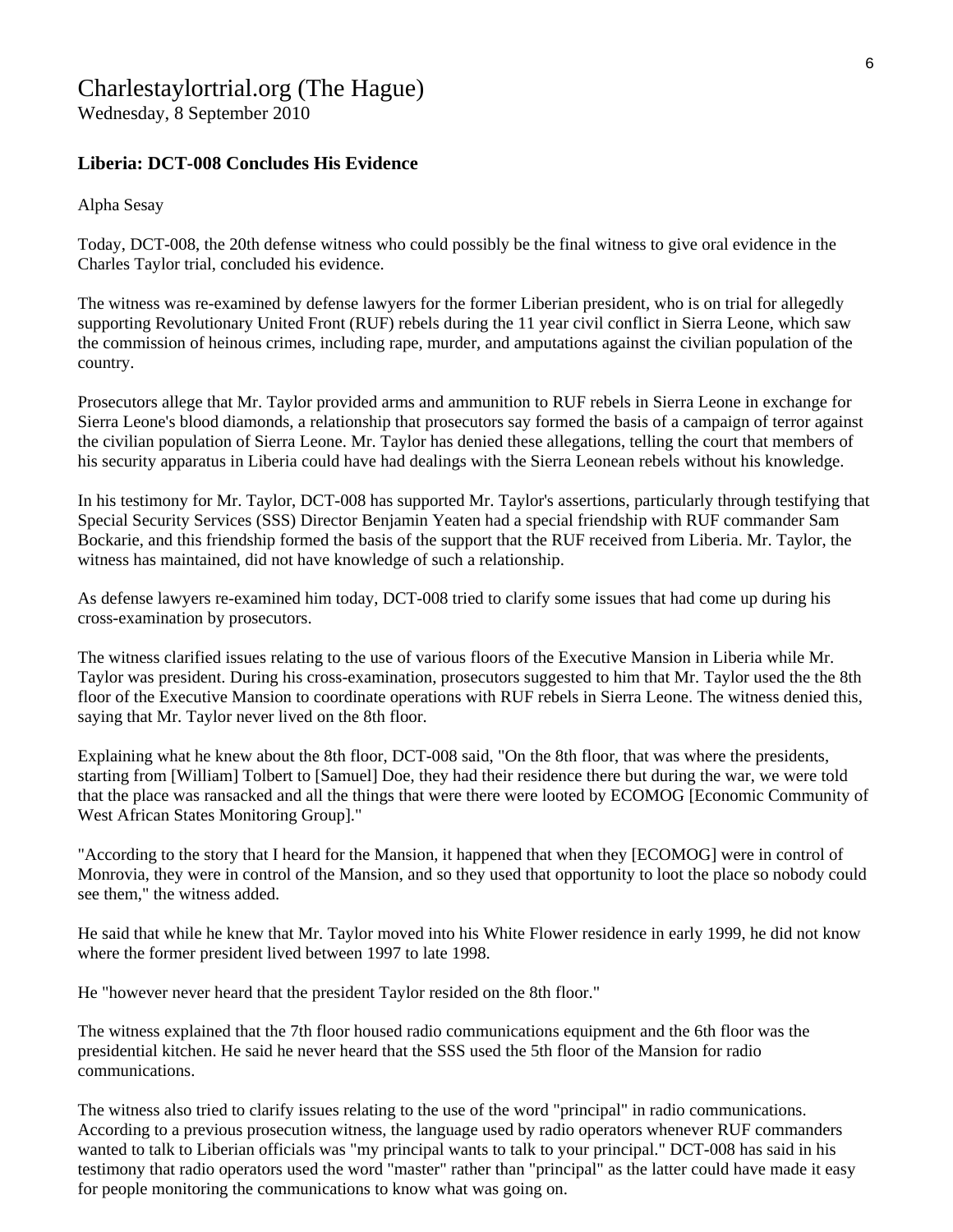# Charlestaylortrial.org (The Hague)

Wednesday, 8 September 2010

## Liberia: DCT-008 Concludes His Evidence

Alpha Sesay

Today, DCT-008, the 20th defense witness who could possibly be the final witness to give oral evidence in the Charles Taylor trial, concluded his evidence.

The witness was re-examined by defense lawyers for the former Liberian president, who is on trial for allegedly supporting Revolutionary United Front (RUF) rebels during the 11 year civil conflict in Sierra Leone, which saw the commission of heinous crimes, including rape, murder, and amputations against the civilian population of the country.

Prosecutors allege that Mr. Taylor provided arms and ammunition to RUF rebels in Sierra Leone in exchange for Sierra Leone's blood diamonds, a relationship that prosecutors say formed the basis of a campaign of terror against the civilian population of Sierra Leone. Mr. Taylor has denied these allegations, telling the court that members of his security apparatus in Liberia could have had dealings with the Sierra Leonean rebels without his knowledge.

In his testimony for Mr. Taylor, DCT-008 has supported Mr. Taylor's assertions, particularly through testifying that Special Security Services (SSS) Director Benjamin Yeaten had a special friendship with RUF commander Sam Bockarie, and this friendship formed the basis of the support that the RUF received from Liberia. Mr. Taylor, the witness has maintained, did not have knowledge of such a relationship.

As defense lawyers re-examined him today, DCT-008 tried to clarify some issues that had come up during his cross-examination by prosecutors.

The witness clarified issues relating to the use of various floors of the Executive Mansion in Liberia while Mr. Taylor was president. During his cross-examination, prosecutors suggested to him that Mr. Taylor used the the 8th floor of the Executive Mansion to coordinate operations with RUF rebels in Sierra Leone. The witness denied this, saying that Mr. Taylor never lived on the 8th floor.

Explaining what he knew about the 8th floor, DCT-008 said, "On the 8th floor, that was where the presidents, starting from [William] Tolbert to [Samuel] Doe, they had their residence there but during the war, we were told that the place was ransacked and all the things that were there were looted by ECOMOG [Economic Community of West African States Monitoring Group]."

"According to the story that I heard for the Mansion, it happened that when they [ECOMOG] were in control of Monrovia, they were in control of the Mansion, and so they used that opportunity to loot the place so nobody could see them," the witness added.

He said that while he knew that Mr. Taylor moved into his White Flower residence in early 1999, he did not know where the former president lived between 1997 to late 1998.

He "however never heard that the president Taylor resided on the 8th floor."

The witness explained that the 7th floor housed radio communications equipment and the 6th floor was the presidential kitchen. He said he never heard that the SSS used the 5th floor of the Mansion for radio communications.

The witness also tried to clarify issues relating to the use of the word "principal" in radio communications. According to a previous prosecution witness, the language used by radio operators whenever RUF commanders wanted to talk to Liberian officials was "my principal wants to talk to your principal." DCT-008 has said in his testimony that radio operators used the word "master" rather than "principal" as the latter could have made it easy for people monitoring the communications to know what was going on.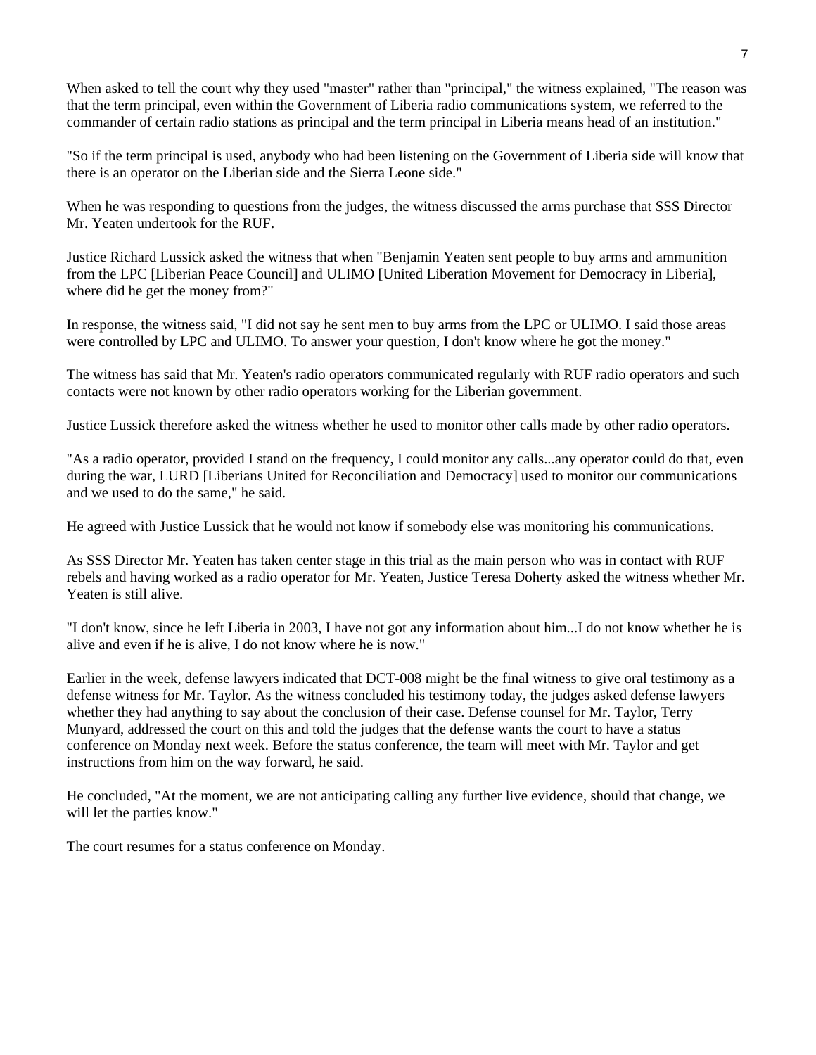When asked to tell the court why they used "master" rather than "principal," the witness explained, "The reason was that the term principal, even within the Government of Liberia radio communications system, we referred to the commander of certain radio stations as principal and the term principal in Liberia means head of an institution."

"So if the term principal is used, anybody who had been listening on the Government of Liberia side will know that there is an operator on the Liberian side and the Sierra Leone side."

When he was responding to questions from the judges, the witness discussed the arms purchase that SSS Director Mr. Yeaten undertook for the RUF.

Justice Richard Lussick asked the witness that when "Benjamin Yeaten sent people to buy arms and ammunition from the LPC [Liberian Peace Council] and ULIMO [United Liberation Movement for Democracy in Liberia], where did he get the money from?"

In response, the witness said, "I did not say he sent men to buy arms from the LPC or ULIMO. I said those areas were controlled by LPC and ULIMO. To answer your question, I don't know where he got the money."

The witness has said that Mr. Yeaten's radio operators communicated regularly with RUF radio operators and such contacts were not known by other radio operators working for the Liberian government.

Justice Lussick therefore asked the witness whether he used to monitor other calls made by other radio operators.

"As a radio operator, provided I stand on the frequency, I could monitor any calls...any operator could do that, even during the war, LURD [Liberians United for Reconciliation and Democracy] used to monitor our communications and we used to do the same," he said.

He agreed with Justice Lussick that he would not know if somebody else was monitoring his communications.

As SSS Director Mr. Yeaten has taken center stage in this trial as the main person who was in contact with RUF rebels and having worked as a radio operator for Mr. Yeaten, Justice Teresa Doherty asked the witness whether Mr. Yeaten is still alive.

"I don't know, since he left Liberia in 2003, I have not got any information about him...I do not know whether he is alive and even if he is alive, I do not know where he is now."

Earlier in the week, defense lawyers indicated that DCT-008 might be the final witness to give oral testimony as a defense witness for Mr. Taylor. As the witness concluded his testimony today, the judges asked defense lawyers whether they had anything to say about the conclusion of their case. Defense counsel for Mr. Taylor, Terry Munyard, addressed the court on this and told the judges that the defense wants the court to have a status conference on Monday next week. Before the status conference, the team will meet with Mr. Taylor and get instructions from him on the way forward, he said.

He concluded, "At the moment, we are not anticipating calling any further live evidence, should that change, we will let the parties know."

The court resumes for a status conference on Monday.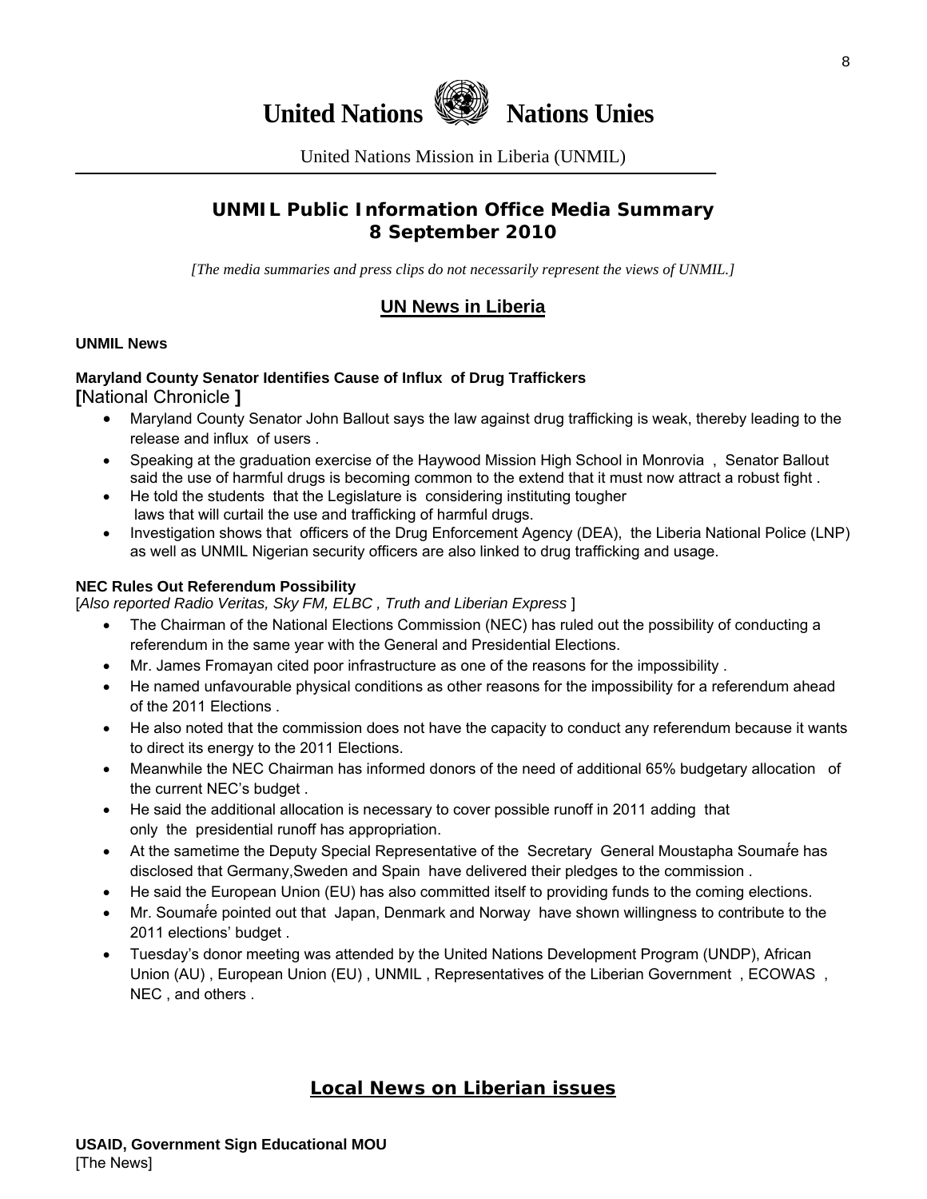# United Nations Nations Unies

United Nations Mission in Liberia (UNMIL)

## UNMIL Public Information Office Media Summary
## 8 September 2010

*[The media summaries and press clips do not necessarily represent the views of UNMIL.]*

## UN News in Liberia

**UNMIL News**

**Maryland County Senator Identifies Cause of Influx of Drug Traffickers**
**[**National Chronicle **]**

- Maryland County Senator John Ballout says the law against drug trafficking is weak, thereby leading to the release and influx of users .
- Speaking at the graduation exercise of the Haywood Mission High School in Monrovia , Senator Ballout said the use of harmful drugs is becoming common to the extend that it must now attract a robust fight .
- He told the students that the Legislature is considering instituting tougher laws that will curtail the use and trafficking of harmful drugs.
- Investigation shows that officers of the Drug Enforcement Agency (DEA), the Liberia National Police (LNP) as well as UNMIL Nigerian security officers are also linked to drug trafficking and usage.

**NEC Rules Out Referendum Possibility**
[*Also reported Radio Veritas, Sky FM, ELBC , Truth and Liberian Express* ]

- The Chairman of the National Elections Commission (NEC) has ruled out the possibility of conducting a referendum in the same year with the General and Presidential Elections.
- Mr. James Fromayan cited poor infrastructure as one of the reasons for the impossibility .
- He named unfavourable physical conditions as other reasons for the impossibility for a referendum ahead of the 2011 Elections .
- He also noted that the commission does not have the capacity to conduct any referendum because it wants to direct its energy to the 2011 Elections.
- Meanwhile the NEC Chairman has informed donors of the need of additional 65% budgetary allocation of the current NEC's budget .
- He said the additional allocation is necessary to cover possible runoff in 2011 adding that only the presidential runoff has appropriation.
- At the sametime the Deputy Special Representative of the Secretary General Moustapha Soumaŕe has disclosed that Germany,Sweden and Spain have delivered their pledges to the commission .
- He said the European Union (EU) has also committed itself to providing funds to the coming elections.
- Mr. Soumaŕe pointed out that Japan, Denmark and Norway have shown willingness to contribute to the 2011 elections' budget .
- Tuesday's donor meeting was attended by the United Nations Development Program (UNDP), African Union (AU) , European Union (EU) , UNMIL , Representatives of the Liberian Government , ECOWAS , NEC , and others .

## Local News on Liberian issues

**USAID, Government Sign Educational MOU**
[The News]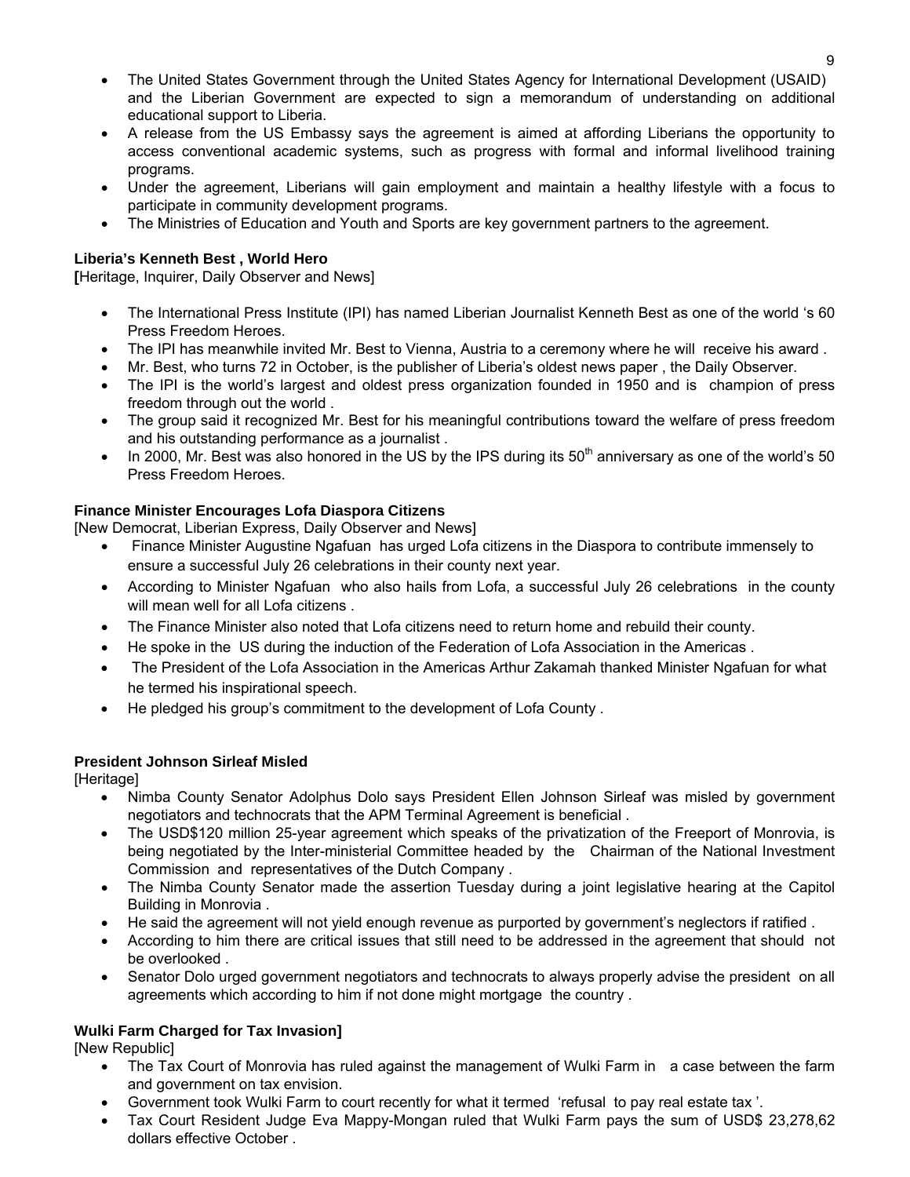- The United States Government through the United States Agency for International Development (USAID) and the Liberian Government are expected to sign a memorandum of understanding on additional educational support to Liberia.
- A release from the US Embassy says the agreement is aimed at affording Liberians the opportunity to access conventional academic systems, such as progress with formal and informal livelihood training programs.
- Under the agreement, Liberians will gain employment and maintain a healthy lifestyle with a focus to participate in community development programs.
- The Ministries of Education and Youth and Sports are key government partners to the agreement.

**Liberia's Kenneth Best , World Hero**
**[**Heritage, Inquirer, Daily Observer and News]

- The International Press Institute (IPI) has named Liberian Journalist Kenneth Best as one of the world 's 60 Press Freedom Heroes.
- The IPI has meanwhile invited Mr. Best to Vienna, Austria to a ceremony where he will receive his award .
- Mr. Best, who turns 72 in October, is the publisher of Liberia's oldest news paper , the Daily Observer.
- The IPI is the world's largest and oldest press organization founded in 1950 and is champion of press freedom through out the world .
- The group said it recognized Mr. Best for his meaningful contributions toward the welfare of press freedom and his outstanding performance as a journalist .
- In 2000, Mr. Best was also honored in the US by the IPS during its 50th anniversary as one of the world's 50 Press Freedom Heroes.

**Finance Minister Encourages Lofa Diaspora Citizens**
[New Democrat, Liberian Express, Daily Observer and News]

- Finance Minister Augustine Ngafuan has urged Lofa citizens in the Diaspora to contribute immensely to ensure a successful July 26 celebrations in their county next year.
- According to Minister Ngafuan who also hails from Lofa, a successful July 26 celebrations in the county will mean well for all Lofa citizens .
- The Finance Minister also noted that Lofa citizens need to return home and rebuild their county.
- He spoke in the US during the induction of the Federation of Lofa Association in the Americas .
- The President of the Lofa Association in the Americas Arthur Zakamah thanked Minister Ngafuan for what he termed his inspirational speech.
- He pledged his group's commitment to the development of Lofa County .

**President Johnson Sirleaf Misled**
[Heritage]

- Nimba County Senator Adolphus Dolo says President Ellen Johnson Sirleaf was misled by government negotiators and technocrats that the APM Terminal Agreement is beneficial .
- The USD$120 million 25-year agreement which speaks of the privatization of the Freeport of Monrovia, is being negotiated by the Inter-ministerial Committee headed by the Chairman of the National Investment Commission and representatives of the Dutch Company .
- The Nimba County Senator made the assertion Tuesday during a joint legislative hearing at the Capitol Building in Monrovia .
- He said the agreement will not yield enough revenue as purported by government's neglectors if ratified .
- According to him there are critical issues that still need to be addressed in the agreement that should not be overlooked .
- Senator Dolo urged government negotiators and technocrats to always properly advise the president on all agreements which according to him if not done might mortgage the country .

**Wulki Farm Charged for Tax Invasion]**
[New Republic]

- The Tax Court of Monrovia has ruled against the management of Wulki Farm in a case between the farm and government on tax envision.
- Government took Wulki Farm to court recently for what it termed 'refusal to pay real estate tax '.
- Tax Court Resident Judge Eva Mappy-Mongan ruled that Wulki Farm pays the sum of USD$ 23,278,62 dollars effective October .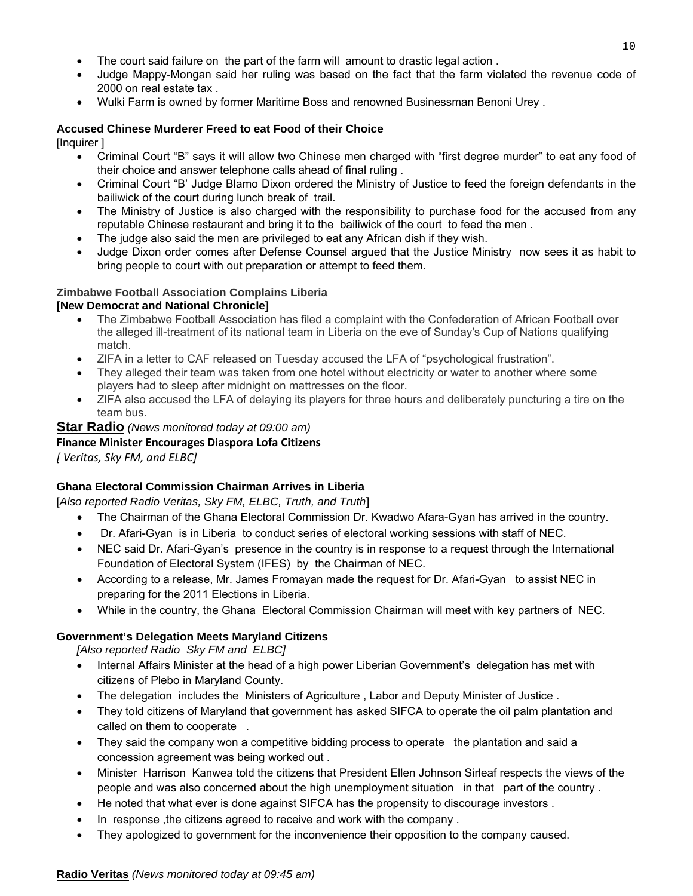- The court said failure on the part of the farm will amount to drastic legal action .
- Judge Mappy-Mongan said her ruling was based on the fact that the farm violated the revenue code of 2000 on real estate tax .
- Wulki Farm is owned by former Maritime Boss and renowned Businessman Benoni Urey .

**Accused Chinese Murderer Freed to eat Food of their Choice**
[Inquirer ]

- Criminal Court "B" says it will allow two Chinese men charged with "first degree murder" to eat any food of their choice and answer telephone calls ahead of final ruling .
- Criminal Court "B' Judge Blamo Dixon ordered the Ministry of Justice to feed the foreign defendants in the bailiwick of the court during lunch break of trail.
- The Ministry of Justice is also charged with the responsibility to purchase food for the accused from any reputable Chinese restaurant and bring it to the bailiwick of the court to feed the men .
- The judge also said the men are privileged to eat any African dish if they wish.
- Judge Dixon order comes after Defense Counsel argued that the Justice Ministry now sees it as habit to bring people to court with out preparation or attempt to feed them.

**Zimbabwe Football Association Complains Liberia**
**[New Democrat and National Chronicle]**

- The Zimbabwe Football Association has filed a complaint with the Confederation of African Football over the alleged ill-treatment of its national team in Liberia on the eve of Sunday's Cup of Nations qualifying match.
- ZIFA in a letter to CAF released on Tuesday accused the LFA of "psychological frustration".
- They alleged their team was taken from one hotel without electricity or water to another where some players had to sleep after midnight on mattresses on the floor.
- ZIFA also accused the LFA of delaying its players for three hours and deliberately puncturing a tire on the team bus.

**Star Radio** *(News monitored today at 09:00 am)*

**Finance Minister Encourages Diaspora Lofa Citizens**
*[ Veritas, Sky FM, and ELBC]*

**Ghana Electoral Commission Chairman Arrives in Liberia**
[*Also reported Radio Veritas, Sky FM, ELBC, Truth, and Truth*]

- The Chairman of the Ghana Electoral Commission Dr. Kwadwo Afara-Gyan has arrived in the country.
- Dr. Afari-Gyan is in Liberia to conduct series of electoral working sessions with staff of NEC.
- NEC said Dr. Afari-Gyan's presence in the country is in response to a request through the International Foundation of Electoral System (IFES) by the Chairman of NEC.
- According to a release, Mr. James Fromayan made the request for Dr. Afari-Gyan to assist NEC in preparing for the 2011 Elections in Liberia.
- While in the country, the Ghana Electoral Commission Chairman will meet with key partners of NEC.

**Government's Delegation Meets Maryland Citizens**
*[Also reported Radio Sky FM and ELBC]*

- Internal Affairs Minister at the head of a high power Liberian Government's delegation has met with citizens of Plebo in Maryland County.
- The delegation includes the Ministers of Agriculture , Labor and Deputy Minister of Justice .
- They told citizens of Maryland that government has asked SIFCA to operate the oil palm plantation and called on them to cooperate .
- They said the company won a competitive bidding process to operate the plantation and said a concession agreement was being worked out .
- Minister Harrison Kanwea told the citizens that President Ellen Johnson Sirleaf respects the views of the people and was also concerned about the high unemployment situation in that part of the country .
- He noted that what ever is done against SIFCA has the propensity to discourage investors .
- In response ,the citizens agreed to receive and work with the company .
- They apologized to government for the inconvenience their opposition to the company caused.

**Radio Veritas** *(News monitored today at 09:45 am)*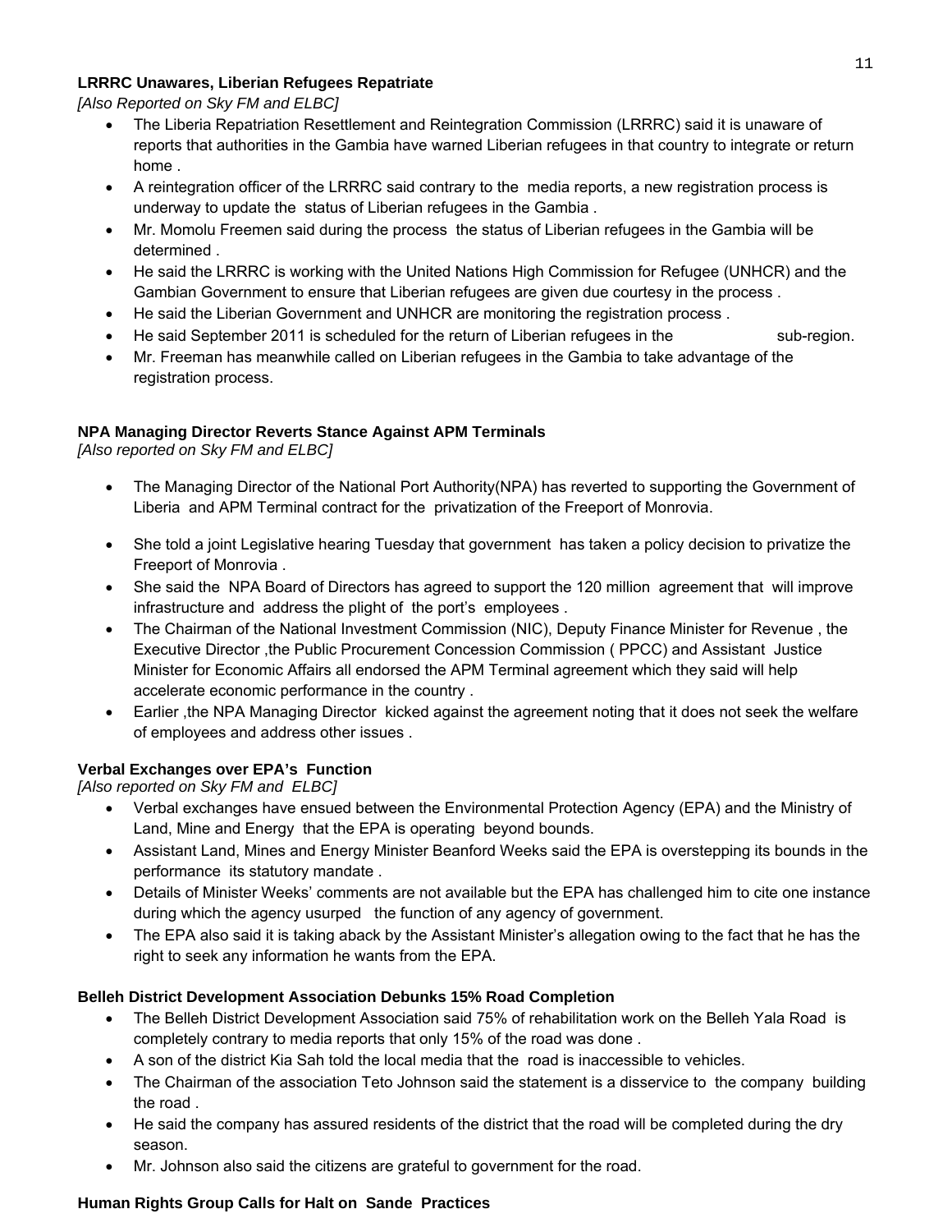**LRRRC Unawares, Liberian Refugees Repatriate**

*[Also Reported on Sky FM and ELBC]*

- The Liberia Repatriation Resettlement and Reintegration Commission (LRRRC) said it is unaware of reports that authorities in the Gambia have warned Liberian refugees in that country to integrate or return home .
- A reintegration officer of the LRRRC said contrary to the media reports, a new registration process is underway to update the status of Liberian refugees in the Gambia .
- Mr. Momolu Freemen said during the process the status of Liberian refugees in the Gambia will be determined .
- He said the LRRRC is working with the United Nations High Commission for Refugee (UNHCR) and the Gambian Government to ensure that Liberian refugees are given due courtesy in the process .
- He said the Liberian Government and UNHCR are monitoring the registration process .
- He said September 2011 is scheduled for the return of Liberian refugees in the sub-region.
- Mr. Freeman has meanwhile called on Liberian refugees in the Gambia to take advantage of the registration process.

**NPA Managing Director Reverts Stance Against APM Terminals**

*[Also reported on Sky FM and ELBC]*

- The Managing Director of the National Port Authority(NPA) has reverted to supporting the Government of Liberia and APM Terminal contract for the privatization of the Freeport of Monrovia.
- She told a joint Legislative hearing Tuesday that government has taken a policy decision to privatize the Freeport of Monrovia .
- She said the NPA Board of Directors has agreed to support the 120 million agreement that will improve infrastructure and address the plight of the port's employees .
- The Chairman of the National Investment Commission (NIC), Deputy Finance Minister for Revenue , the Executive Director ,the Public Procurement Concession Commission ( PPCC) and Assistant Justice Minister for Economic Affairs all endorsed the APM Terminal agreement which they said will help accelerate economic performance in the country .
- Earlier ,the NPA Managing Director kicked against the agreement noting that it does not seek the welfare of employees and address other issues .

**Verbal Exchanges over EPA's Function**

*[Also reported on Sky FM and ELBC]*

- Verbal exchanges have ensued between the Environmental Protection Agency (EPA) and the Ministry of Land, Mine and Energy that the EPA is operating beyond bounds.
- Assistant Land, Mines and Energy Minister Beanford Weeks said the EPA is overstepping its bounds in the performance its statutory mandate .
- Details of Minister Weeks' comments are not available but the EPA has challenged him to cite one instance during which the agency usurped the function of any agency of government.
- The EPA also said it is taking aback by the Assistant Minister's allegation owing to the fact that he has the right to seek any information he wants from the EPA.

**Belleh District Development Association Debunks 15% Road Completion**

- The Belleh District Development Association said 75% of rehabilitation work on the Belleh Yala Road is completely contrary to media reports that only 15% of the road was done .
- A son of the district Kia Sah told the local media that the road is inaccessible to vehicles.
- The Chairman of the association Teto Johnson said the statement is a disservice to the company building the road .
- He said the company has assured residents of the district that the road will be completed during the dry season.
- Mr. Johnson also said the citizens are grateful to government for the road.

**Human Rights Group Calls for Halt on Sande Practices**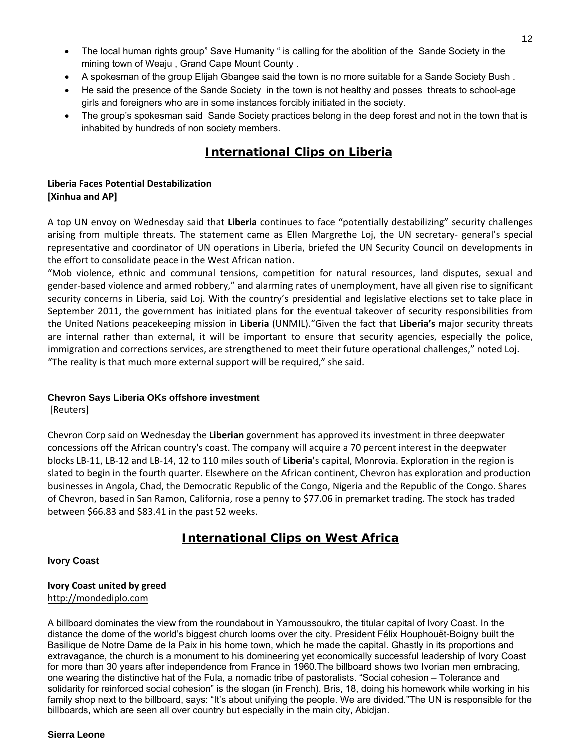- The local human rights group" Save Humanity " is calling for the abolition of the Sande Society in the mining town of Weaju , Grand Cape Mount County .
- A spokesman of the group Elijah Gbangee said the town is no more suitable for a Sande Society Bush .
- He said the presence of the Sande Society in the town is not healthy and posses threats to school-age girls and foreigners who are in some instances forcibly initiated in the society.
- The group's spokesman said Sande Society practices belong in the deep forest and not in the town that is inhabited by hundreds of non society members.

## International Clips on Liberia

**Liberia Faces Potential Destabilization**
**[Xinhua and AP]**

A top UN envoy on Wednesday said that **Liberia** continues to face "potentially destabilizing" security challenges arising from multiple threats. The statement came as Ellen Margrethe Loj, the UN secretary- general's special representative and coordinator of UN operations in Liberia, briefed the UN Security Council on developments in the effort to consolidate peace in the West African nation.
"Mob violence, ethnic and communal tensions, competition for natural resources, land disputes, sexual and gender-based violence and armed robbery," and alarming rates of unemployment, have all given rise to significant security concerns in Liberia, said Loj. With the country's presidential and legislative elections set to take place in September 2011, the government has initiated plans for the eventual takeover of security responsibilities from the United Nations peacekeeping mission in **Liberia** (UNMIL)."Given the fact that **Liberia's** major security threats are internal rather than external, it will be important to ensure that security agencies, especially the police, immigration and corrections services, are strengthened to meet their future operational challenges," noted Loj.
"The reality is that much more external support will be required," she said.

**Chevron Says Liberia OKs offshore investment**
[Reuters]

Chevron Corp said on Wednesday the **Liberian** government has approved its investment in three deepwater concessions off the African country's coast. The company will acquire a 70 percent interest in the deepwater blocks LB-11, LB-12 and LB-14, 12 to 110 miles south of **Liberia'**s capital, Monrovia. Exploration in the region is slated to begin in the fourth quarter. Elsewhere on the African continent, Chevron has exploration and production businesses in Angola, Chad, the Democratic Republic of the Congo, Nigeria and the Republic of the Congo. Shares of Chevron, based in San Ramon, California, rose a penny to $77.06 in premarket trading. The stock has traded between $66.83 and $83.41 in the past 52 weeks.

## International Clips on West Africa

**Ivory Coast**

**Ivory Coast united by greed**
http://mondediplo.com

A billboard dominates the view from the roundabout in Yamoussoukro, the titular capital of Ivory Coast. In the distance the dome of the world's biggest church looms over the city. President Félix Houphouët-Boigny built the Basilique de Notre Dame de la Paix in his home town, which he made the capital. Ghastly in its proportions and extravagance, the church is a monument to his domineering yet economically successful leadership of Ivory Coast for more than 30 years after independence from France in 1960.The billboard shows two Ivorian men embracing, one wearing the distinctive hat of the Fula, a nomadic tribe of pastoralists. "Social cohesion – Tolerance and solidarity for reinforced social cohesion" is the slogan (in French). Bris, 18, doing his homework while working in his family shop next to the billboard, says: "It's about unifying the people. We are divided."The UN is responsible for the billboards, which are seen all over country but especially in the main city, Abidjan.

**Sierra Leone**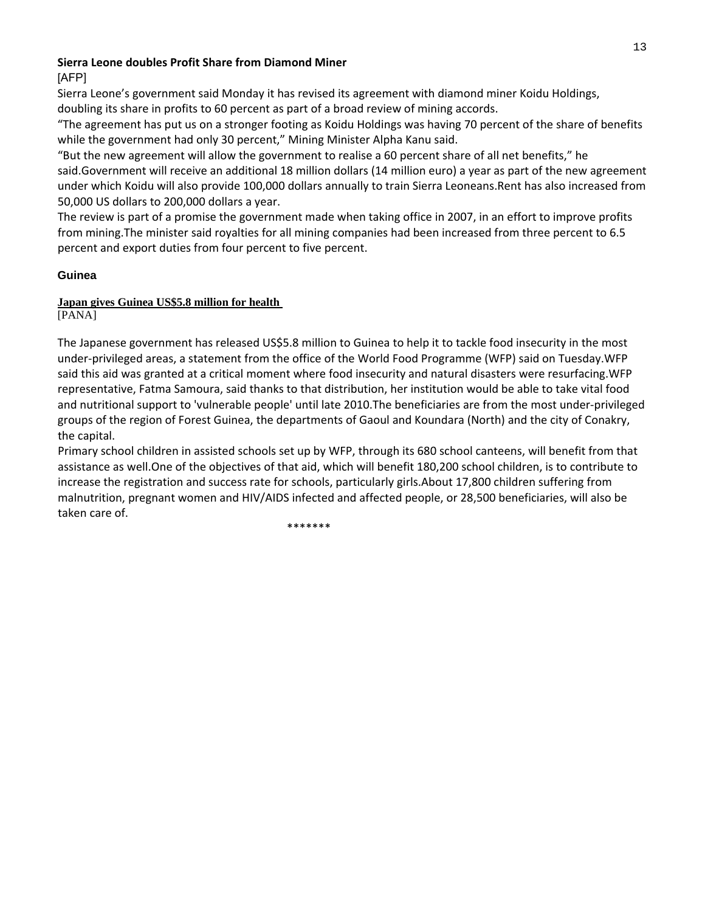**Sierra Leone doubles Profit Share from Diamond Miner**

[AFP]

Sierra Leone's government said Monday it has revised its agreement with diamond miner Koidu Holdings, doubling its share in profits to 60 percent as part of a broad review of mining accords.

"The agreement has put us on a stronger footing as Koidu Holdings was having 70 percent of the share of benefits while the government had only 30 percent," Mining Minister Alpha Kanu said.

"But the new agreement will allow the government to realise a 60 percent share of all net benefits," he said.Government will receive an additional 18 million dollars (14 million euro) a year as part of the new agreement under which Koidu will also provide 100,000 dollars annually to train Sierra Leoneans.Rent has also increased from 50,000 US dollars to 200,000 dollars a year.

The review is part of a promise the government made when taking office in 2007, in an effort to improve profits from mining.The minister said royalties for all mining companies had been increased from three percent to 6.5 percent and export duties from four percent to five percent.

## Guinea

**Japan gives Guinea US$5.8 million for health**

[PANA]

The Japanese government has released US$5.8 million to Guinea to help it to tackle food insecurity in the most under-privileged areas, a statement from the office of the World Food Programme (WFP) said on Tuesday.WFP said this aid was granted at a critical moment where food insecurity and natural disasters were resurfacing.WFP representative, Fatma Samoura, said thanks to that distribution, her institution would be able to take vital food and nutritional support to 'vulnerable people' until late 2010.The beneficiaries are from the most under-privileged groups of the region of Forest Guinea, the departments of Gaoul and Koundara (North) and the city of Conakry, the capital.

Primary school children in assisted schools set up by WFP, through its 680 school canteens, will benefit from that assistance as well.One of the objectives of that aid, which will benefit 180,200 school children, is to contribute to increase the registration and success rate for schools, particularly girls.About 17,800 children suffering from malnutrition, pregnant women and HIV/AIDS infected and affected people, or 28,500 beneficiaries, will also be taken care of.

\*\*\*\*\*\*\*